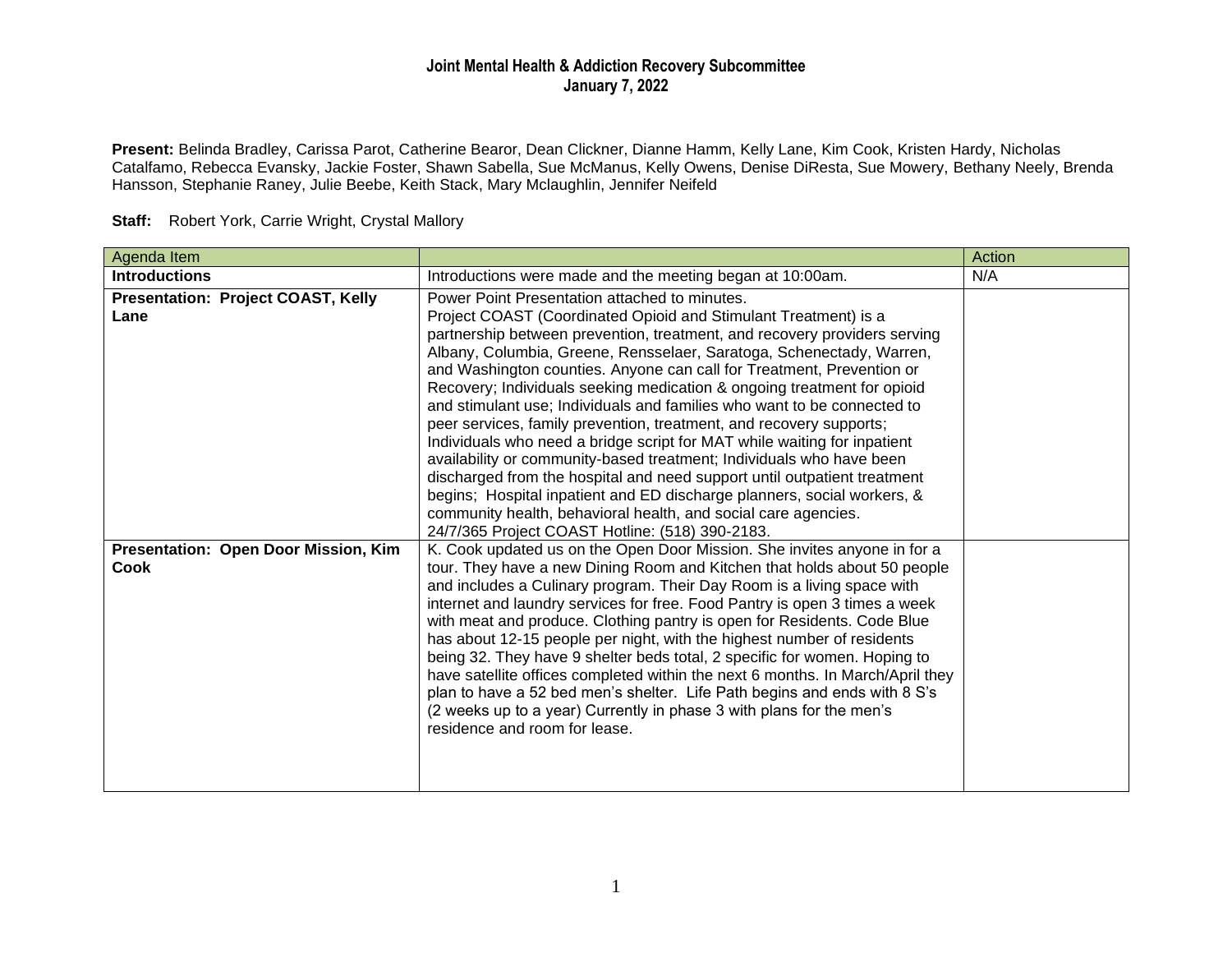**Joint Mental Health & Addiction Recovery Subcommittee**
**January 7, 2022**

**Present:** Belinda Bradley, Carissa Parot, Catherine Bearor, Dean Clickner, Dianne Hamm, Kelly Lane, Kim Cook, Kristen Hardy, Nicholas Catalfamo, Rebecca Evansky, Jackie Foster, Shawn Sabella, Sue McManus, Kelly Owens, Denise DiResta, Sue Mowery, Bethany Neely, Brenda Hansson, Stephanie Raney, Julie Beebe, Keith Stack, Mary Mclaughlin, Jennifer Neifeld

**Staff:** Robert York, Carrie Wright, Crystal Mallory

| Agenda Item | | Action |
|---|---|---|
| **Introductions** | Introductions were made and the meeting began at 10:00am. | N/A |
| **Presentation: Project COAST, Kelly Lane** | Power Point Presentation attached to minutes.<br>Project COAST (Coordinated Opioid and Stimulant Treatment) is a partnership between prevention, treatment, and recovery providers serving Albany, Columbia, Greene, Rensselaer, Saratoga, Schenectady, Warren, and Washington counties. Anyone can call for Treatment, Prevention or Recovery; Individuals seeking medication & ongoing treatment for opioid and stimulant use; Individuals and families who want to be connected to peer services, family prevention, treatment, and recovery supports; Individuals who need a bridge script for MAT while waiting for inpatient availability or community-based treatment; Individuals who have been discharged from the hospital and need support until outpatient treatment begins; Hospital inpatient and ED discharge planners, social workers, & community health, behavioral health, and social care agencies.<br>24/7/365 Project COAST Hotline: (518) 390-2183. | |
| **Presentation: Open Door Mission, Kim Cook** | K. Cook updated us on the Open Door Mission. She invites anyone in for a tour. They have a new Dining Room and Kitchen that holds about 50 people and includes a Culinary program. Their Day Room is a living space with internet and laundry services for free. Food Pantry is open 3 times a week with meat and produce. Clothing pantry is open for Residents. Code Blue has about 12-15 people per night, with the highest number of residents being 32. They have 9 shelter beds total, 2 specific for women. Hoping to have satellite offices completed within the next 6 months. In March/April they plan to have a 52 bed men's shelter. Life Path begins and ends with 8 S's (2 weeks up to a year) Currently in phase 3 with plans for the men's residence and room for lease. | |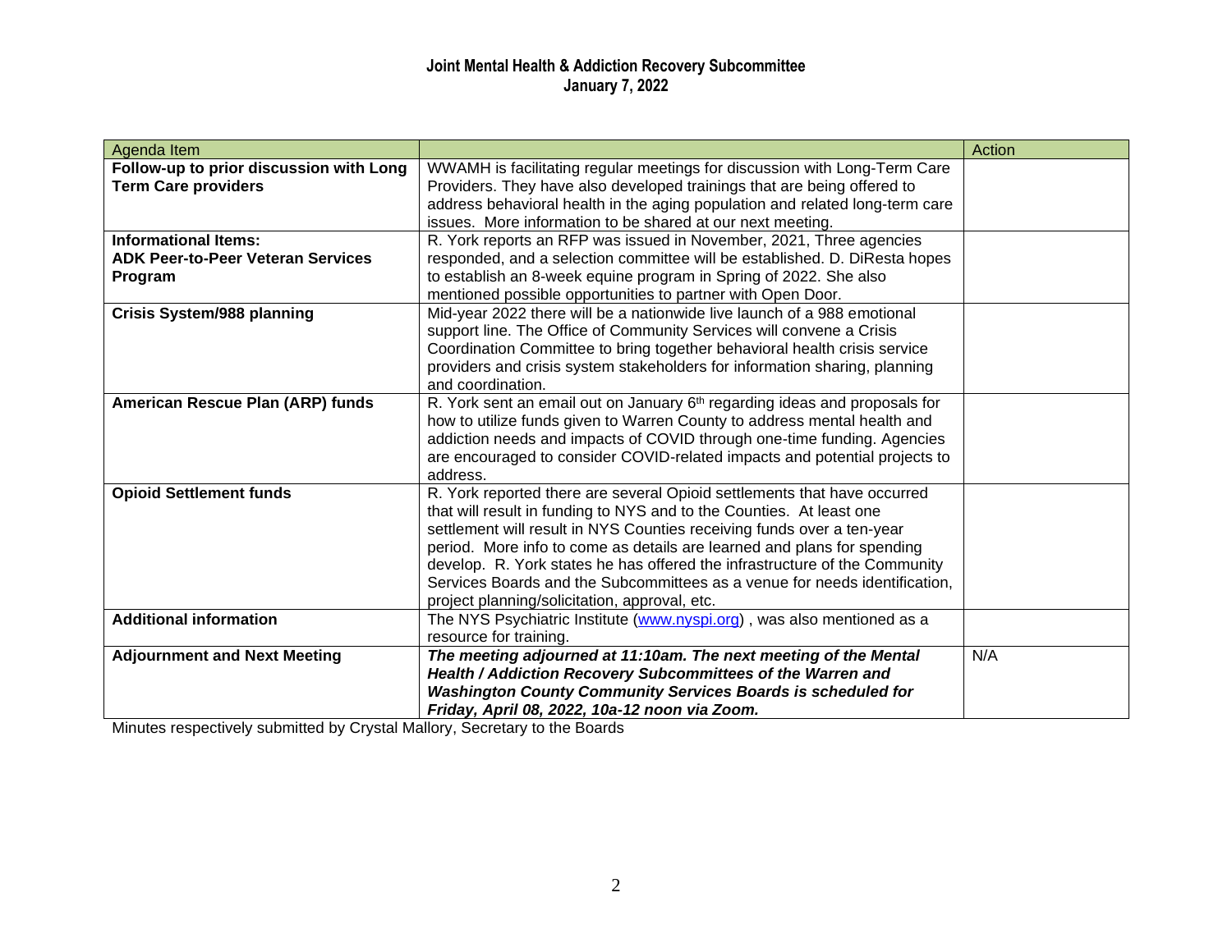**Joint Mental Health & Addiction Recovery Subcommittee**
**January 7, 2022**

| Agenda Item | | Action |
|---|---|---|
| **Follow-up to prior discussion with Long Term Care providers** | WWAMH is facilitating regular meetings for discussion with Long-Term Care Providers. They have also developed trainings that are being offered to address behavioral health in the aging population and related long-term care issues. More information to be shared at our next meeting. | |
| **Informational Items:** **ADK Peer-to-Peer Veteran Services Program** | R. York reports an RFP was issued in November, 2021, Three agencies responded, and a selection committee will be established. D. DiResta hopes to establish an 8-week equine program in Spring of 2022. She also mentioned possible opportunities to partner with Open Door. | |
| **Crisis System/988 planning** | Mid-year 2022 there will be a nationwide live launch of a 988 emotional support line. The Office of Community Services will convene a Crisis Coordination Committee to bring together behavioral health crisis service providers and crisis system stakeholders for information sharing, planning and coordination. | |
| **American Rescue Plan (ARP) funds** | R. York sent an email out on January 6th regarding ideas and proposals for how to utilize funds given to Warren County to address mental health and addiction needs and impacts of COVID through one-time funding. Agencies are encouraged to consider COVID-related impacts and potential projects to address. | |
| **Opioid Settlement funds** | R. York reported there are several Opioid settlements that have occurred that will result in funding to NYS and to the Counties. At least one settlement will result in NYS Counties receiving funds over a ten-year period. More info to come as details are learned and plans for spending develop. R. York states he has offered the infrastructure of the Community Services Boards and the Subcommittees as a venue for needs identification, project planning/solicitation, approval, etc. | |
| **Additional information** | The NYS Psychiatric Institute (www.nyspi.org) , was also mentioned as a resource for training. | |
| **Adjournment and Next Meeting** | ***The meeting adjourned at 11:10am. The next meeting of the Mental Health / Addiction Recovery Subcommittees of the Warren and Washington County Community Services Boards is scheduled for Friday, April 08, 2022, 10a-12 noon via Zoom.*** | N/A |

Minutes respectively submitted by Crystal Mallory, Secretary to the Boards